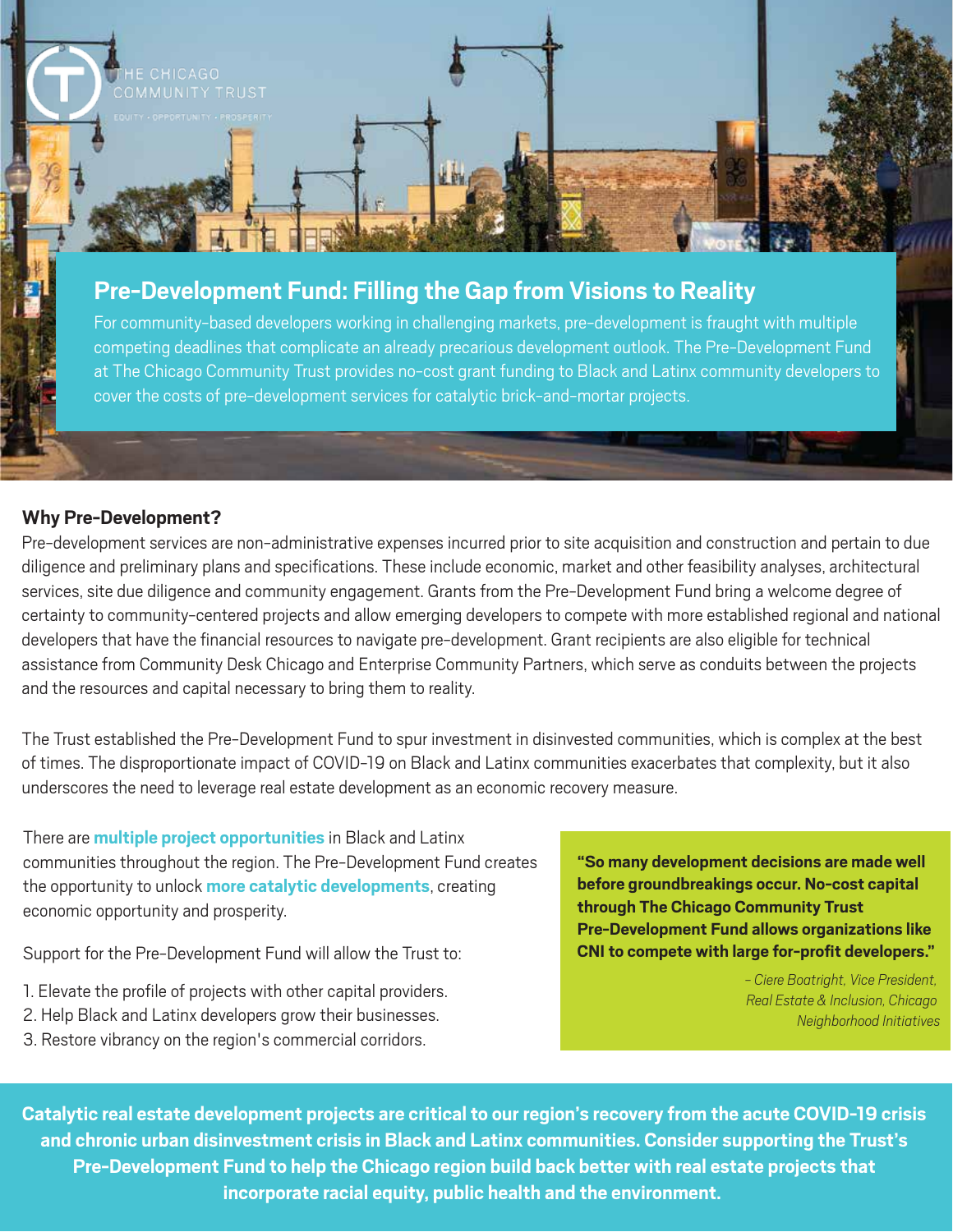THE CHICAGO COMMUNITY TRUST

EQUITY · OPPORTUNITY · PROSPERITY

# Pre-Development Fund: Filling the Gap from Visions to Reality

For community-based developers working in challenging markets, pre-development is fraught with multiple competing deadlines that complicate an already precarious development outlook. The Pre-Development Fund at The Chicago Community Trust provides no-cost grant funding to Black and Latinx community developers to cover the costs of pre-development services for catalytic brick-and-mortar projects.

## Why Pre-Development?

Pre-development services are non-administrative expenses incurred prior to site acquisition and construction and pertain to due diligence and preliminary plans and specifications. These include economic, market and other feasibility analyses, architectural services, site due diligence and community engagement. Grants from the Pre-Development Fund bring a welcome degree of certainty to community-centered projects and allow emerging developers to compete with more established regional and national developers that have the financial resources to navigate pre-development. Grant recipients are also eligible for technical assistance from Community Desk Chicago and Enterprise Community Partners, which serve as conduits between the projects and the resources and capital necessary to bring them to reality.

The Trust established the Pre-Development Fund to spur investment in disinvested communities, which is complex at the best of times. The disproportionate impact of COVID-19 on Black and Latinx communities exacerbates that complexity, but it also underscores the need to leverage real estate development as an economic recovery measure.

There are **multiple project opportunities** in Black and Latinx communities throughout the region. The Pre-Development Fund creates the opportunity to unlock **more catalytic developments**, creating economic opportunity and prosperity.

Support for the Pre-Development Fund will allow the Trust to:

1. Elevate the profile of projects with other capital providers.
2. Help Black and Latinx developers grow their businesses.
3. Restore vibrancy on the region's commercial corridors.

**"So many development decisions are made well before groundbreakings occur. No-cost capital through The Chicago Community Trust Pre-Development Fund allows organizations like CNI to compete with large for-profit developers."**

*– Ciere Boatright, Vice President, Real Estate & Inclusion, Chicago Neighborhood Initiatives*

**Catalytic real estate development projects are critical to our region's recovery from the acute COVID-19 crisis and chronic urban disinvestment crisis in Black and Latinx communities. Consider supporting the Trust's Pre-Development Fund to help the Chicago region build back better with real estate projects that incorporate racial equity, public health and the environment.**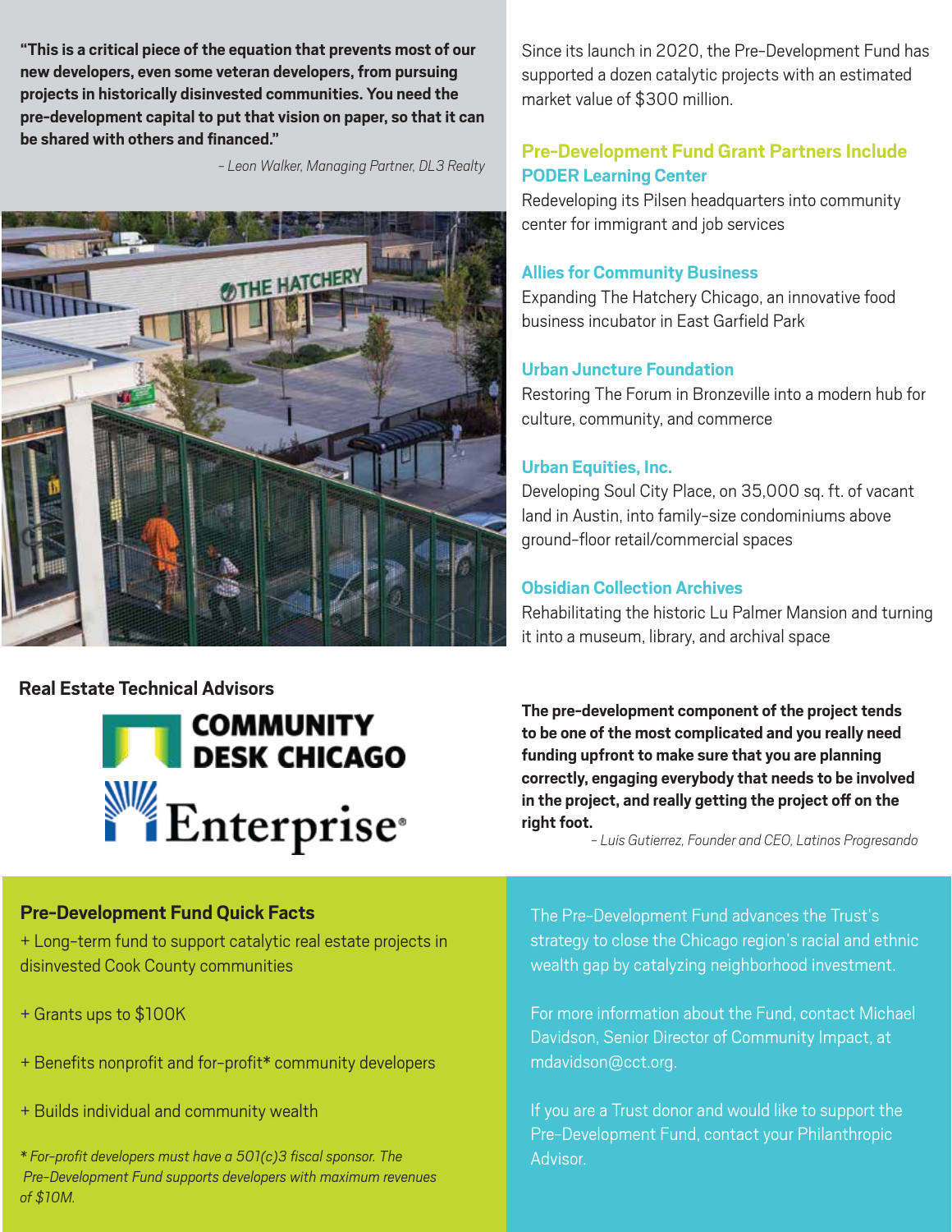**"This is a critical piece of the equation that prevents most of our new developers, even some veteran developers, from pursuing projects in historically disinvested communities. You need the pre-development capital to put that vision on paper, so that it can be shared with others and financed."**

*– Leon Walker, Managing Partner, DL3 Realty*

Since its launch in 2020, the Pre-Development Fund has supported a dozen catalytic projects with an estimated market value of $300 million.

## Pre-Development Fund Grant Partners Include

### PODER Learning Center

Redeveloping its Pilsen headquarters into community center for immigrant and job services

### Allies for Community Business

Expanding The Hatchery Chicago, an innovative food business incubator in East Garfield Park

### Urban Juncture Foundation

Restoring The Forum in Bronzeville into a modern hub for culture, community, and commerce

### Urban Equities, Inc.

Developing Soul City Place, on 35,000 sq. ft. of vacant land in Austin, into family-size condominiums above ground-floor retail/commercial spaces

### Obsidian Collection Archives

Rehabilitating the historic Lu Palmer Mansion and turning it into a museum, library, and archival space

## Real Estate Technical Advisors

Community Desk Chicago

Enterprise

**The pre-development component of the project tends to be one of the most complicated and you really need funding upfront to make sure that you are planning correctly, engaging everybody that needs to be involved in the project, and really getting the project off on the right foot.**

*– Luis Gutierrez, Founder and CEO, Latinos Progresando*

## Pre-Development Fund Quick Facts

+ Long-term fund to support catalytic real estate projects in disinvested Cook County communities

+ Grants ups to $100K

+ Benefits nonprofit and for-profit* community developers

+ Builds individual and community wealth

*\* For-profit developers must have a 501(c)3 fiscal sponsor. The Pre-Development Fund supports developers with maximum revenues of $10M.*

The Pre-Development Fund advances the Trust's strategy to close the Chicago region's racial and ethnic wealth gap by catalyzing neighborhood investment.

For more information about the Fund, contact Michael Davidson, Senior Director of Community Impact, at mdavidson@cct.org.

If you are a Trust donor and would like to support the Pre-Development Fund, contact your Philanthropic Advisor.